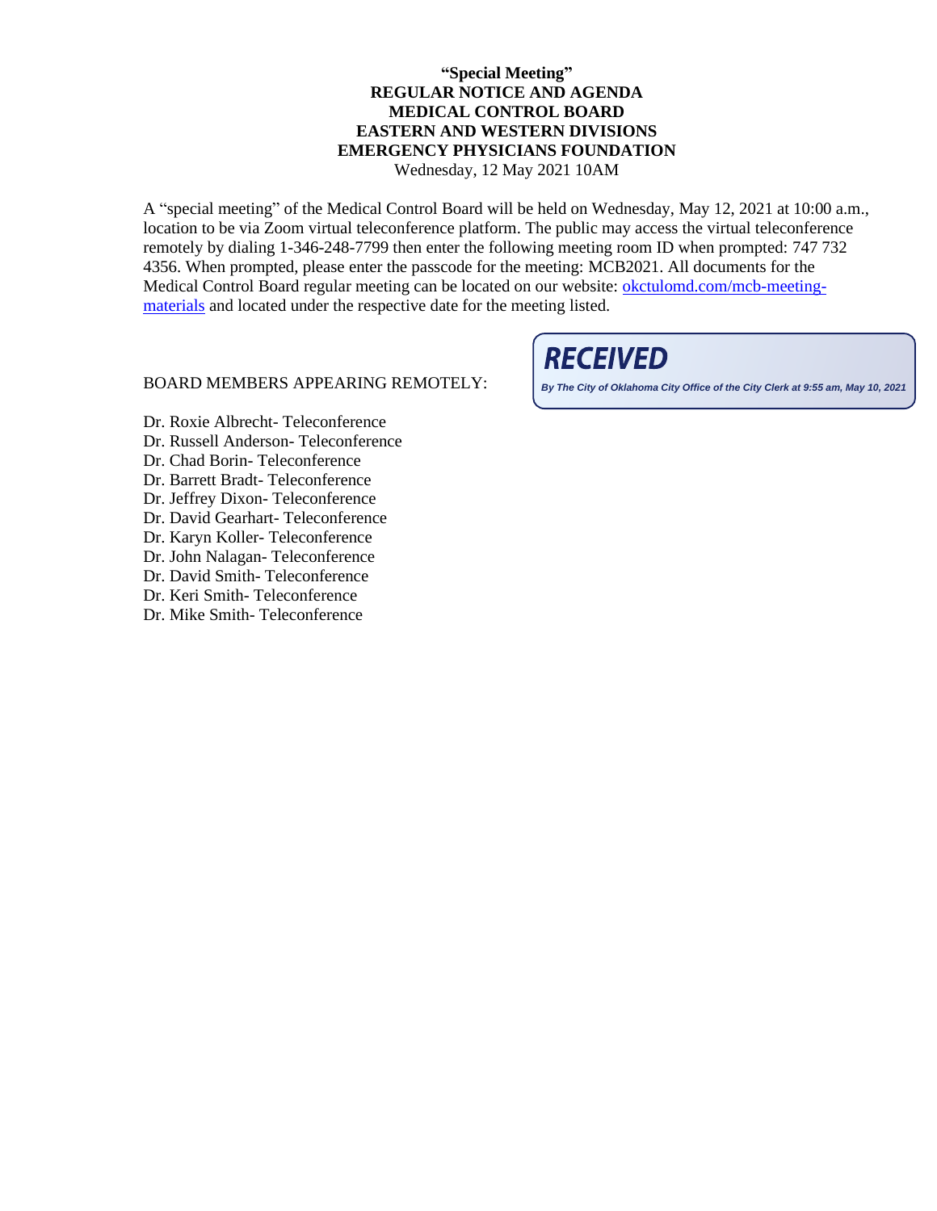**"Special Meeting"**
**REGULAR NOTICE AND AGENDA**
**MEDICAL CONTROL BOARD**
**EASTERN AND WESTERN DIVISIONS**
**EMERGENCY PHYSICIANS FOUNDATION**
Wednesday, 12 May 2021 10AM

A "special meeting" of the Medical Control Board will be held on Wednesday, May 12, 2021 at 10:00 a.m., location to be via Zoom virtual teleconference platform. The public may access the virtual teleconference remotely by dialing 1-346-248-7799 then enter the following meeting room ID when prompted: 747 732 4356. When prompted, please enter the passcode for the meeting: MCB2021. All documents for the Medical Control Board regular meeting can be located on our website: [okctulomd.com/mcb-meeting-materials](okctulomd.com/mcb-meeting-materials) and located under the respective date for the meeting listed.

**RECEIVED**
*By The City of Oklahoma City Office of the City Clerk at 9:55 am, May 10, 2021*

BOARD MEMBERS APPEARING REMOTELY:

Dr. Roxie Albrecht- Teleconference
Dr. Russell Anderson- Teleconference
Dr. Chad Borin- Teleconference
Dr. Barrett Bradt- Teleconference
Dr. Jeffrey Dixon- Teleconference
Dr. David Gearhart- Teleconference
Dr. Karyn Koller- Teleconference
Dr. John Nalagan- Teleconference
Dr. David Smith- Teleconference
Dr. Keri Smith- Teleconference
Dr. Mike Smith- Teleconference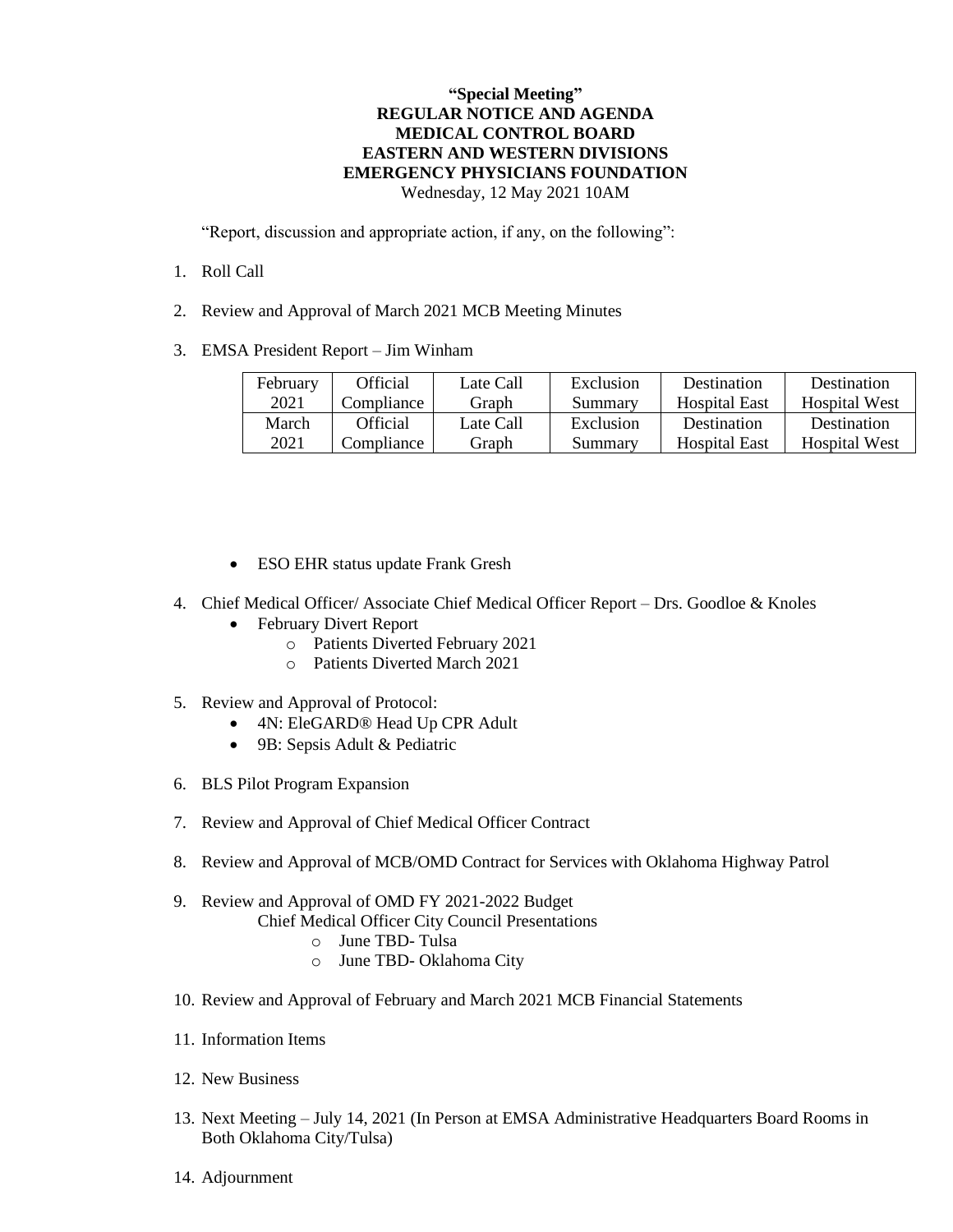**"Special Meeting"**
**REGULAR NOTICE AND AGENDA**
**MEDICAL CONTROL BOARD**
**EASTERN AND WESTERN DIVISIONS**
**EMERGENCY PHYSICIANS FOUNDATION**
Wednesday, 12 May 2021 10AM

"Report, discussion and appropriate action, if any, on the following":

1. Roll Call

2. Review and Approval of March 2021 MCB Meeting Minutes

3. EMSA President Report – Jim Winham

| | | | | | |
|---|---|---|---|---|---|
| February 2021 | Official Compliance | Late Call Graph | Exclusion Summary | Destination Hospital East | Destination Hospital West |
| March 2021 | Official Compliance | Late Call Graph | Exclusion Summary | Destination Hospital East | Destination Hospital West |

   - ESO EHR status update Frank Gresh

4. Chief Medical Officer/ Associate Chief Medical Officer Report – Drs. Goodloe & Knoles
   - February Divert Report
     - Patients Diverted February 2021
     - Patients Diverted March 2021

5. Review and Approval of Protocol:
   - 4N: EleGARD® Head Up CPR Adult
   - 9B: Sepsis Adult & Pediatric

6. BLS Pilot Program Expansion

7. Review and Approval of Chief Medical Officer Contract

8. Review and Approval of MCB/OMD Contract for Services with Oklahoma Highway Patrol

9. Review and Approval of OMD FY 2021-2022 Budget
   Chief Medical Officer City Council Presentations
     - June TBD- Tulsa
     - June TBD- Oklahoma City

10. Review and Approval of February and March 2021 MCB Financial Statements

11. Information Items

12. New Business

13. Next Meeting – July 14, 2021 (In Person at EMSA Administrative Headquarters Board Rooms in Both Oklahoma City/Tulsa)

14. Adjournment